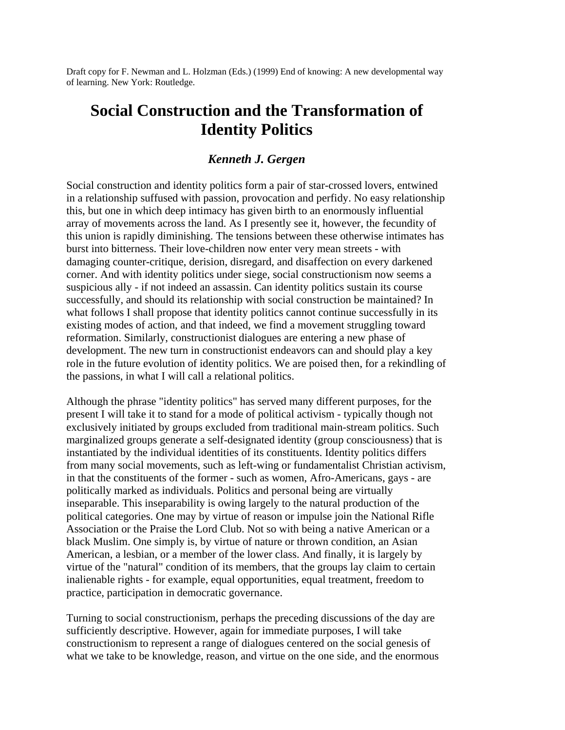Draft copy for F. Newman and L. Holzman (Eds.) (1999) End of knowing: A new developmental way of learning. New York: Routledge.

# Social Construction and the Transformation of Identity Politics

### *Kenneth J. Gergen*

Social construction and identity politics form a pair of star-crossed lovers, entwined in a relationship suffused with passion, provocation and perfidy. No easy relationship this, but one in which deep intimacy has given birth to an enormously influential array of movements across the land. As I presently see it, however, the fecundity of this union is rapidly diminishing. The tensions between these otherwise intimates has burst into bitterness. Their love-children now enter very mean streets - with damaging counter-critique, derision, disregard, and disaffection on every darkened corner. And with identity politics under siege, social constructionism now seems a suspicious ally - if not indeed an assassin. Can identity politics sustain its course successfully, and should its relationship with social construction be maintained? In what follows I shall propose that identity politics cannot continue successfully in its existing modes of action, and that indeed, we find a movement struggling toward reformation. Similarly, constructionist dialogues are entering a new phase of development. The new turn in constructionist endeavors can and should play a key role in the future evolution of identity politics. We are poised then, for a rekindling of the passions, in what I will call a relational politics.

Although the phrase "identity politics" has served many different purposes, for the present I will take it to stand for a mode of political activism - typically though not exclusively initiated by groups excluded from traditional main-stream politics. Such marginalized groups generate a self-designated identity (group consciousness) that is instantiated by the individual identities of its constituents. Identity politics differs from many social movements, such as left-wing or fundamentalist Christian activism, in that the constituents of the former - such as women, Afro-Americans, gays - are politically marked as individuals. Politics and personal being are virtually inseparable. This inseparability is owing largely to the natural production of the political categories. One may by virtue of reason or impulse join the National Rifle Association or the Praise the Lord Club. Not so with being a native American or a black Muslim. One simply is, by virtue of nature or thrown condition, an Asian American, a lesbian, or a member of the lower class. And finally, it is largely by virtue of the "natural" condition of its members, that the groups lay claim to certain inalienable rights - for example, equal opportunities, equal treatment, freedom to practice, participation in democratic governance.

Turning to social constructionism, perhaps the preceding discussions of the day are sufficiently descriptive. However, again for immediate purposes, I will take constructionism to represent a range of dialogues centered on the social genesis of what we take to be knowledge, reason, and virtue on the one side, and the enormous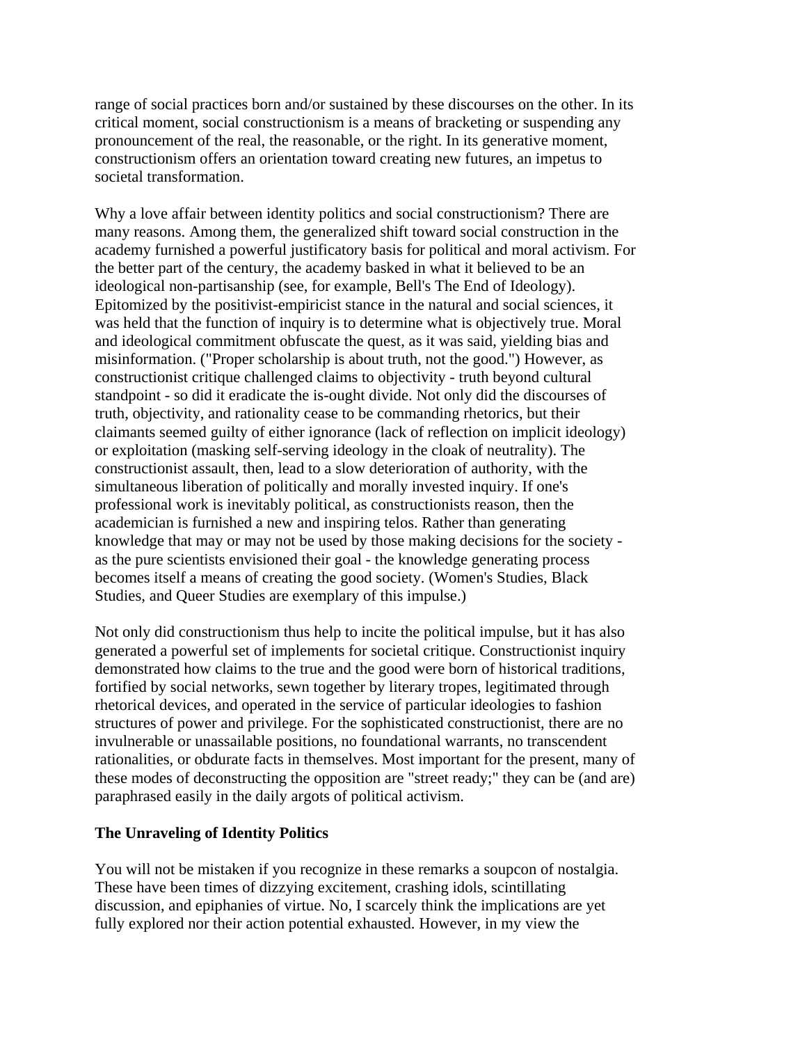range of social practices born and/or sustained by these discourses on the other. In its critical moment, social constructionism is a means of bracketing or suspending any pronouncement of the real, the reasonable, or the right. In its generative moment, constructionism offers an orientation toward creating new futures, an impetus to societal transformation.

Why a love affair between identity politics and social constructionism? There are many reasons. Among them, the generalized shift toward social construction in the academy furnished a powerful justificatory basis for political and moral activism. For the better part of the century, the academy basked in what it believed to be an ideological non-partisanship (see, for example, Bell's The End of Ideology). Epitomized by the positivist-empiricist stance in the natural and social sciences, it was held that the function of inquiry is to determine what is objectively true. Moral and ideological commitment obfuscate the quest, as it was said, yielding bias and misinformation. ("Proper scholarship is about truth, not the good.") However, as constructionist critique challenged claims to objectivity - truth beyond cultural standpoint - so did it eradicate the is-ought divide. Not only did the discourses of truth, objectivity, and rationality cease to be commanding rhetorics, but their claimants seemed guilty of either ignorance (lack of reflection on implicit ideology) or exploitation (masking self-serving ideology in the cloak of neutrality). The constructionist assault, then, lead to a slow deterioration of authority, with the simultaneous liberation of politically and morally invested inquiry. If one's professional work is inevitably political, as constructionists reason, then the academician is furnished a new and inspiring telos. Rather than generating knowledge that may or may not be used by those making decisions for the society - as the pure scientists envisioned their goal - the knowledge generating process becomes itself a means of creating the good society. (Women's Studies, Black Studies, and Queer Studies are exemplary of this impulse.)

Not only did constructionism thus help to incite the political impulse, but it has also generated a powerful set of implements for societal critique. Constructionist inquiry demonstrated how claims to the true and the good were born of historical traditions, fortified by social networks, sewn together by literary tropes, legitimated through rhetorical devices, and operated in the service of particular ideologies to fashion structures of power and privilege. For the sophisticated constructionist, there are no invulnerable or unassailable positions, no foundational warrants, no transcendent rationalities, or obdurate facts in themselves. Most important for the present, many of these modes of deconstructing the opposition are "street ready;" they can be (and are) paraphrased easily in the daily argots of political activism.

### The Unraveling of Identity Politics

You will not be mistaken if you recognize in these remarks a soupcon of nostalgia. These have been times of dizzying excitement, crashing idols, scintillating discussion, and epiphanies of virtue. No, I scarcely think the implications are yet fully explored nor their action potential exhausted. However, in my view the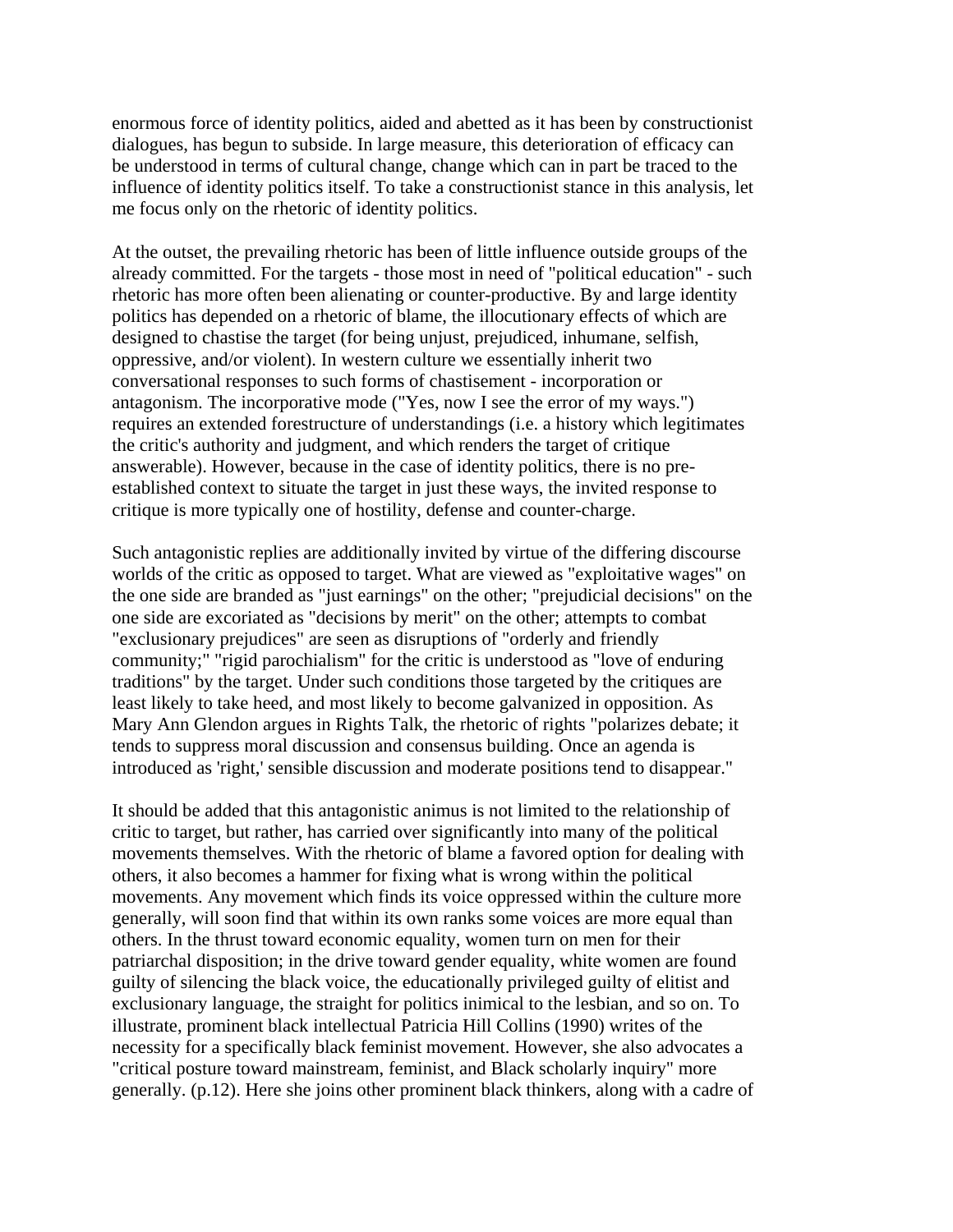enormous force of identity politics, aided and abetted as it has been by constructionist dialogues, has begun to subside. In large measure, this deterioration of efficacy can be understood in terms of cultural change, change which can in part be traced to the influence of identity politics itself. To take a constructionist stance in this analysis, let me focus only on the rhetoric of identity politics.

At the outset, the prevailing rhetoric has been of little influence outside groups of the already committed. For the targets - those most in need of "political education" - such rhetoric has more often been alienating or counter-productive. By and large identity politics has depended on a rhetoric of blame, the illocutionary effects of which are designed to chastise the target (for being unjust, prejudiced, inhumane, selfish, oppressive, and/or violent). In western culture we essentially inherit two conversational responses to such forms of chastisement - incorporation or antagonism. The incorporative mode ("Yes, now I see the error of my ways.") requires an extended forestructure of understandings (i.e. a history which legitimates the critic's authority and judgment, and which renders the target of critique answerable). However, because in the case of identity politics, there is no pre-established context to situate the target in just these ways, the invited response to critique is more typically one of hostility, defense and counter-charge.

Such antagonistic replies are additionally invited by virtue of the differing discourse worlds of the critic as opposed to target. What are viewed as "exploitative wages" on the one side are branded as "just earnings" on the other; "prejudicial decisions" on the one side are excoriated as "decisions by merit" on the other; attempts to combat "exclusionary prejudices" are seen as disruptions of "orderly and friendly community;" "rigid parochialism" for the critic is understood as "love of enduring traditions" by the target. Under such conditions those targeted by the critiques are least likely to take heed, and most likely to become galvanized in opposition. As Mary Ann Glendon argues in Rights Talk, the rhetoric of rights "polarizes debate; it tends to suppress moral discussion and consensus building. Once an agenda is introduced as 'right,' sensible discussion and moderate positions tend to disappear."

It should be added that this antagonistic animus is not limited to the relationship of critic to target, but rather, has carried over significantly into many of the political movements themselves. With the rhetoric of blame a favored option for dealing with others, it also becomes a hammer for fixing what is wrong within the political movements. Any movement which finds its voice oppressed within the culture more generally, will soon find that within its own ranks some voices are more equal than others. In the thrust toward economic equality, women turn on men for their patriarchal disposition; in the drive toward gender equality, white women are found guilty of silencing the black voice, the educationally privileged guilty of elitist and exclusionary language, the straight for politics inimical to the lesbian, and so on. To illustrate, prominent black intellectual Patricia Hill Collins (1990) writes of the necessity for a specifically black feminist movement. However, she also advocates a "critical posture toward mainstream, feminist, and Black scholarly inquiry" more generally. (p.12). Here she joins other prominent black thinkers, along with a cadre of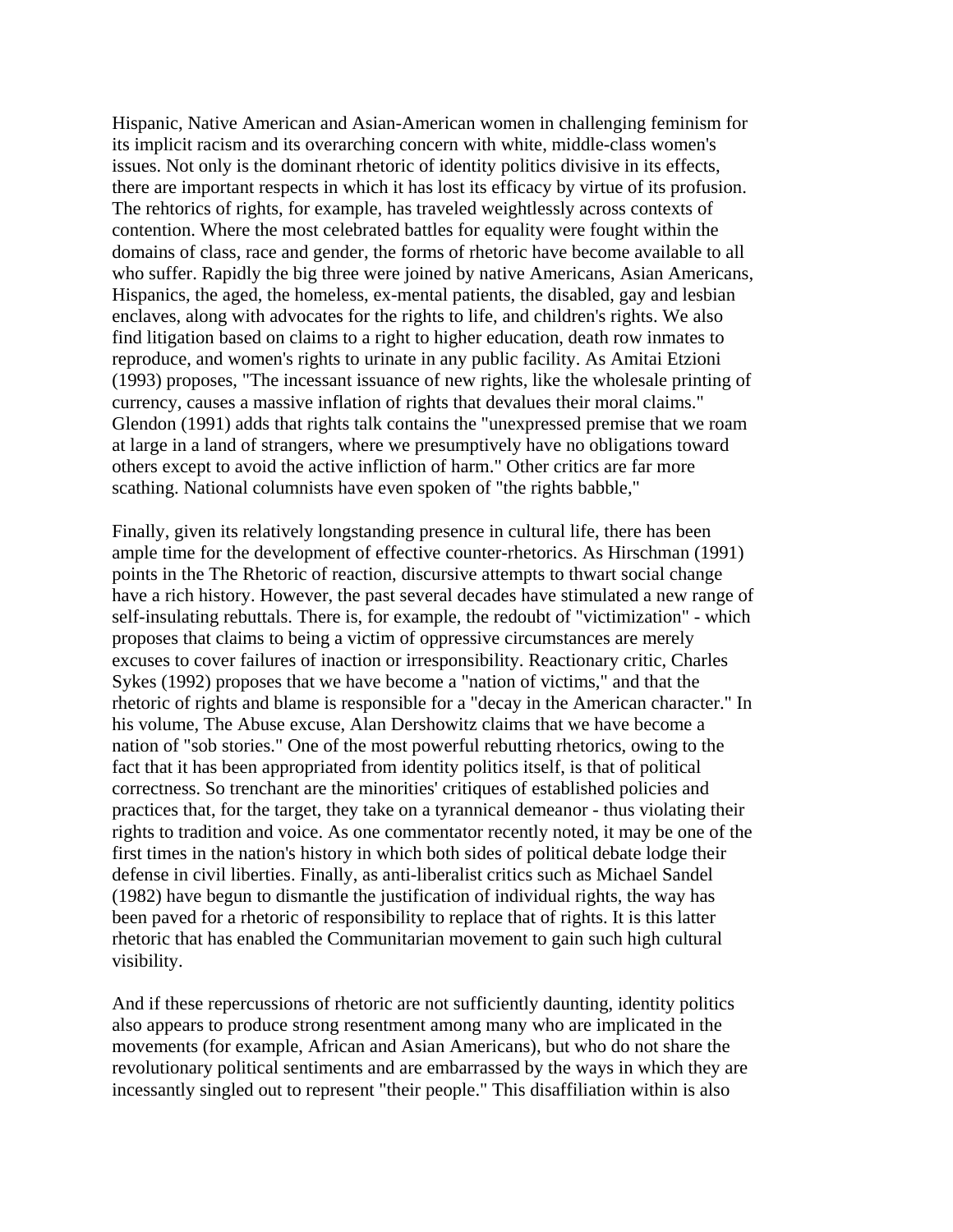Hispanic, Native American and Asian-American women in challenging feminism for its implicit racism and its overarching concern with white, middle-class women's issues. Not only is the dominant rhetoric of identity politics divisive in its effects, there are important respects in which it has lost its efficacy by virtue of its profusion. The rehtorics of rights, for example, has traveled weightlessly across contexts of contention. Where the most celebrated battles for equality were fought within the domains of class, race and gender, the forms of rhetoric have become available to all who suffer. Rapidly the big three were joined by native Americans, Asian Americans, Hispanics, the aged, the homeless, ex-mental patients, the disabled, gay and lesbian enclaves, along with advocates for the rights to life, and children's rights. We also find litigation based on claims to a right to higher education, death row inmates to reproduce, and women's rights to urinate in any public facility. As Amitai Etzioni (1993) proposes, "The incessant issuance of new rights, like the wholesale printing of currency, causes a massive inflation of rights that devalues their moral claims." Glendon (1991) adds that rights talk contains the "unexpressed premise that we roam at large in a land of strangers, where we presumptively have no obligations toward others except to avoid the active infliction of harm." Other critics are far more scathing. National columnists have even spoken of "the rights babble,"

Finally, given its relatively longstanding presence in cultural life, there has been ample time for the development of effective counter-rhetorics. As Hirschman (1991) points in the The Rhetoric of reaction, discursive attempts to thwart social change have a rich history. However, the past several decades have stimulated a new range of self-insulating rebuttals. There is, for example, the redoubt of "victimization" - which proposes that claims to being a victim of oppressive circumstances are merely excuses to cover failures of inaction or irresponsibility. Reactionary critic, Charles Sykes (1992) proposes that we have become a "nation of victims," and that the rhetoric of rights and blame is responsible for a "decay in the American character." In his volume, The Abuse excuse, Alan Dershowitz claims that we have become a nation of "sob stories." One of the most powerful rebutting rhetorics, owing to the fact that it has been appropriated from identity politics itself, is that of political correctness. So trenchant are the minorities' critiques of established policies and practices that, for the target, they take on a tyrannical demeanor - thus violating their rights to tradition and voice. As one commentator recently noted, it may be one of the first times in the nation's history in which both sides of political debate lodge their defense in civil liberties. Finally, as anti-liberalist critics such as Michael Sandel (1982) have begun to dismantle the justification of individual rights, the way has been paved for a rhetoric of responsibility to replace that of rights. It is this latter rhetoric that has enabled the Communitarian movement to gain such high cultural visibility.

And if these repercussions of rhetoric are not sufficiently daunting, identity politics also appears to produce strong resentment among many who are implicated in the movements (for example, African and Asian Americans), but who do not share the revolutionary political sentiments and are embarrassed by the ways in which they are incessantly singled out to represent "their people." This disaffiliation within is also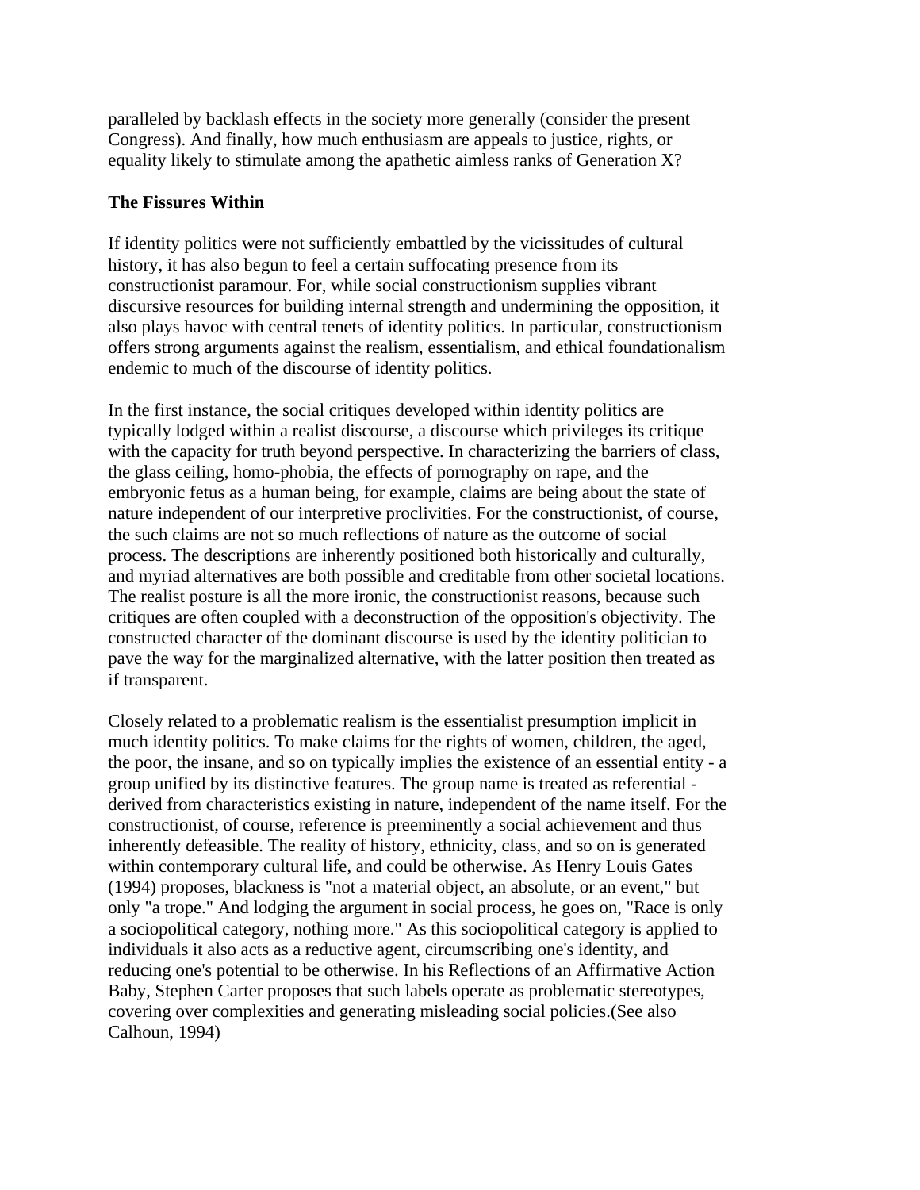paralleled by backlash effects in the society more generally (consider the present Congress). And finally, how much enthusiasm are appeals to justice, rights, or equality likely to stimulate among the apathetic aimless ranks of Generation X?

**The Fissures Within**

If identity politics were not sufficiently embattled by the vicissitudes of cultural history, it has also begun to feel a certain suffocating presence from its constructionist paramour. For, while social constructionism supplies vibrant discursive resources for building internal strength and undermining the opposition, it also plays havoc with central tenets of identity politics. In particular, constructionism offers strong arguments against the realism, essentialism, and ethical foundationalism endemic to much of the discourse of identity politics.

In the first instance, the social critiques developed within identity politics are typically lodged within a realist discourse, a discourse which privileges its critique with the capacity for truth beyond perspective. In characterizing the barriers of class, the glass ceiling, homo-phobia, the effects of pornography on rape, and the embryonic fetus as a human being, for example, claims are being about the state of nature independent of our interpretive proclivities. For the constructionist, of course, the such claims are not so much reflections of nature as the outcome of social process. The descriptions are inherently positioned both historically and culturally, and myriad alternatives are both possible and creditable from other societal locations. The realist posture is all the more ironic, the constructionist reasons, because such critiques are often coupled with a deconstruction of the opposition's objectivity. The constructed character of the dominant discourse is used by the identity politician to pave the way for the marginalized alternative, with the latter position then treated as if transparent.

Closely related to a problematic realism is the essentialist presumption implicit in much identity politics. To make claims for the rights of women, children, the aged, the poor, the insane, and so on typically implies the existence of an essential entity - a group unified by its distinctive features. The group name is treated as referential - derived from characteristics existing in nature, independent of the name itself. For the constructionist, of course, reference is preeminently a social achievement and thus inherently defeasible. The reality of history, ethnicity, class, and so on is generated within contemporary cultural life, and could be otherwise. As Henry Louis Gates (1994) proposes, blackness is "not a material object, an absolute, or an event," but only "a trope." And lodging the argument in social process, he goes on, "Race is only a sociopolitical category, nothing more." As this sociopolitical category is applied to individuals it also acts as a reductive agent, circumscribing one's identity, and reducing one's potential to be otherwise. In his Reflections of an Affirmative Action Baby, Stephen Carter proposes that such labels operate as problematic stereotypes, covering over complexities and generating misleading social policies.(See also Calhoun, 1994)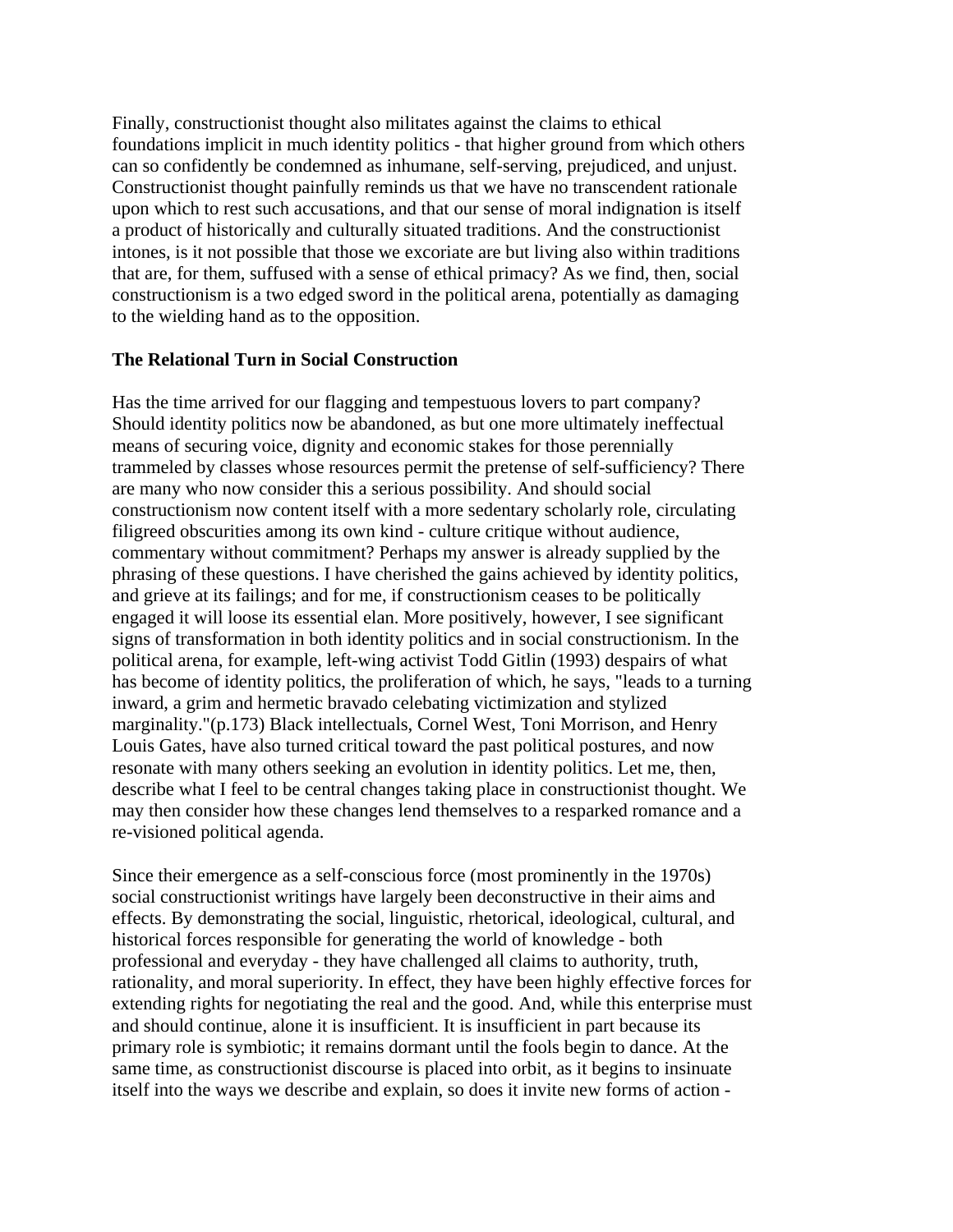Finally, constructionist thought also militates against the claims to ethical foundations implicit in much identity politics - that higher ground from which others can so confidently be condemned as inhumane, self-serving, prejudiced, and unjust. Constructionist thought painfully reminds us that we have no transcendent rationale upon which to rest such accusations, and that our sense of moral indignation is itself a product of historically and culturally situated traditions. And the constructionist intones, is it not possible that those we excoriate are but living also within traditions that are, for them, suffused with a sense of ethical primacy? As we find, then, social constructionism is a two edged sword in the political arena, potentially as damaging to the wielding hand as to the opposition.

**The Relational Turn in Social Construction**

Has the time arrived for our flagging and tempestuous lovers to part company? Should identity politics now be abandoned, as but one more ultimately ineffectual means of securing voice, dignity and economic stakes for those perennially trammeled by classes whose resources permit the pretense of self-sufficiency? There are many who now consider this a serious possibility. And should social constructionism now content itself with a more sedentary scholarly role, circulating filigreed obscurities among its own kind - culture critique without audience, commentary without commitment? Perhaps my answer is already supplied by the phrasing of these questions. I have cherished the gains achieved by identity politics, and grieve at its failings; and for me, if constructionism ceases to be politically engaged it will loose its essential elan. More positively, however, I see significant signs of transformation in both identity politics and in social constructionism. In the political arena, for example, left-wing activist Todd Gitlin (1993) despairs of what has become of identity politics, the proliferation of which, he says, "leads to a turning inward, a grim and hermetic bravado celebating victimization and stylized marginality."(p.173) Black intellectuals, Cornel West, Toni Morrison, and Henry Louis Gates, have also turned critical toward the past political postures, and now resonate with many others seeking an evolution in identity politics. Let me, then, describe what I feel to be central changes taking place in constructionist thought. We may then consider how these changes lend themselves to a resparked romance and a re-visioned political agenda.

Since their emergence as a self-conscious force (most prominently in the 1970s) social constructionist writings have largely been deconstructive in their aims and effects. By demonstrating the social, linguistic, rhetorical, ideological, cultural, and historical forces responsible for generating the world of knowledge - both professional and everyday - they have challenged all claims to authority, truth, rationality, and moral superiority. In effect, they have been highly effective forces for extending rights for negotiating the real and the good. And, while this enterprise must and should continue, alone it is insufficient. It is insufficient in part because its primary role is symbiotic; it remains dormant until the fools begin to dance. At the same time, as constructionist discourse is placed into orbit, as it begins to insinuate itself into the ways we describe and explain, so does it invite new forms of action -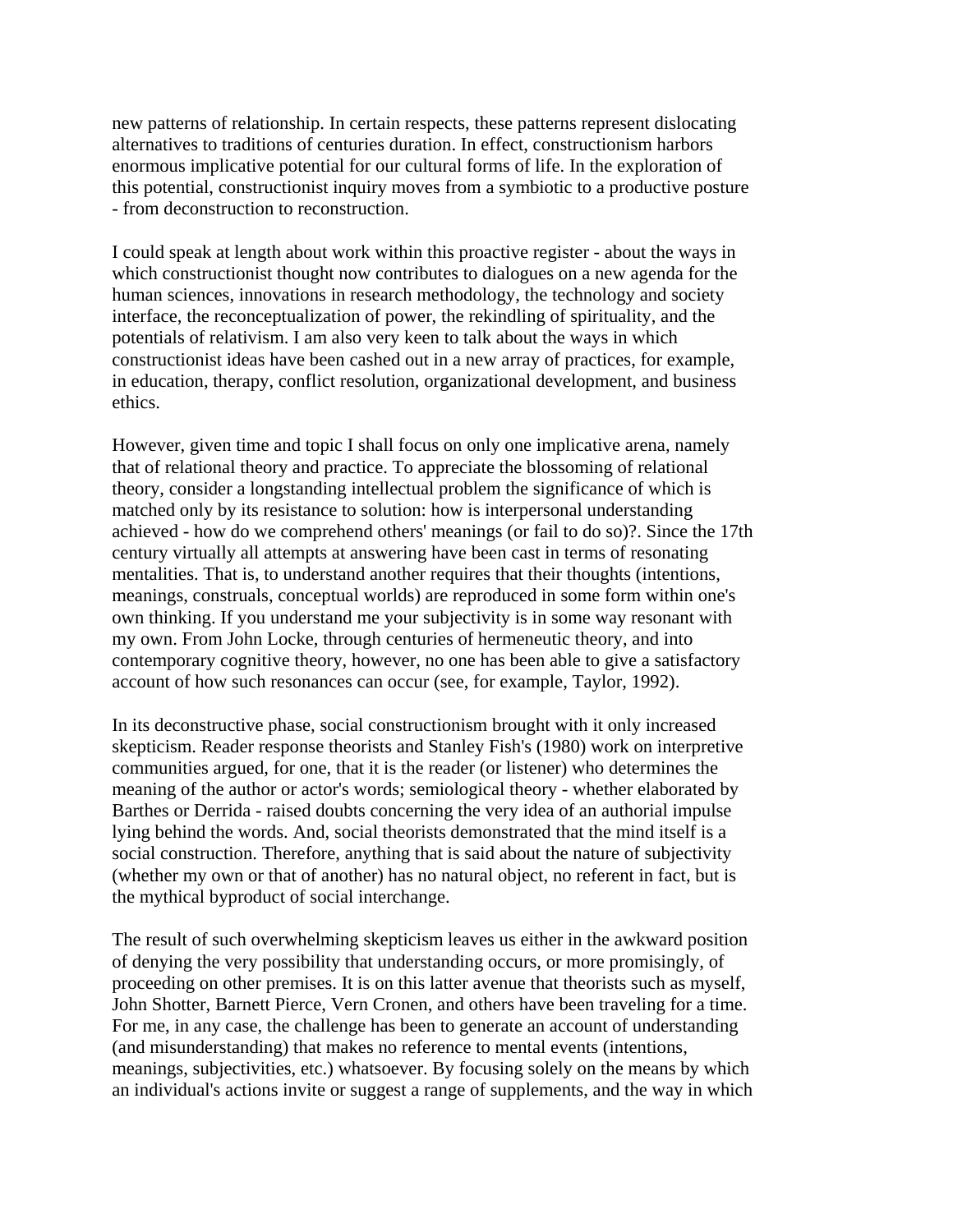new patterns of relationship. In certain respects, these patterns represent dislocating alternatives to traditions of centuries duration. In effect, constructionism harbors enormous implicative potential for our cultural forms of life. In the exploration of this potential, constructionist inquiry moves from a symbiotic to a productive posture - from deconstruction to reconstruction.

I could speak at length about work within this proactive register - about the ways in which constructionist thought now contributes to dialogues on a new agenda for the human sciences, innovations in research methodology, the technology and society interface, the reconceptualization of power, the rekindling of spirituality, and the potentials of relativism. I am also very keen to talk about the ways in which constructionist ideas have been cashed out in a new array of practices, for example, in education, therapy, conflict resolution, organizational development, and business ethics.

However, given time and topic I shall focus on only one implicative arena, namely that of relational theory and practice. To appreciate the blossoming of relational theory, consider a longstanding intellectual problem the significance of which is matched only by its resistance to solution: how is interpersonal understanding achieved - how do we comprehend others' meanings (or fail to do so)?. Since the 17th century virtually all attempts at answering have been cast in terms of resonating mentalities. That is, to understand another requires that their thoughts (intentions, meanings, construals, conceptual worlds) are reproduced in some form within one's own thinking. If you understand me your subjectivity is in some way resonant with my own. From John Locke, through centuries of hermeneutic theory, and into contemporary cognitive theory, however, no one has been able to give a satisfactory account of how such resonances can occur (see, for example, Taylor, 1992).

In its deconstructive phase, social constructionism brought with it only increased skepticism. Reader response theorists and Stanley Fish's (1980) work on interpretive communities argued, for one, that it is the reader (or listener) who determines the meaning of the author or actor's words; semiological theory - whether elaborated by Barthes or Derrida - raised doubts concerning the very idea of an authorial impulse lying behind the words. And, social theorists demonstrated that the mind itself is a social construction. Therefore, anything that is said about the nature of subjectivity (whether my own or that of another) has no natural object, no referent in fact, but is the mythical byproduct of social interchange.

The result of such overwhelming skepticism leaves us either in the awkward position of denying the very possibility that understanding occurs, or more promisingly, of proceeding on other premises. It is on this latter avenue that theorists such as myself, John Shotter, Barnett Pierce, Vern Cronen, and others have been traveling for a time. For me, in any case, the challenge has been to generate an account of understanding (and misunderstanding) that makes no reference to mental events (intentions, meanings, subjectivities, etc.) whatsoever. By focusing solely on the means by which an individual's actions invite or suggest a range of supplements, and the way in which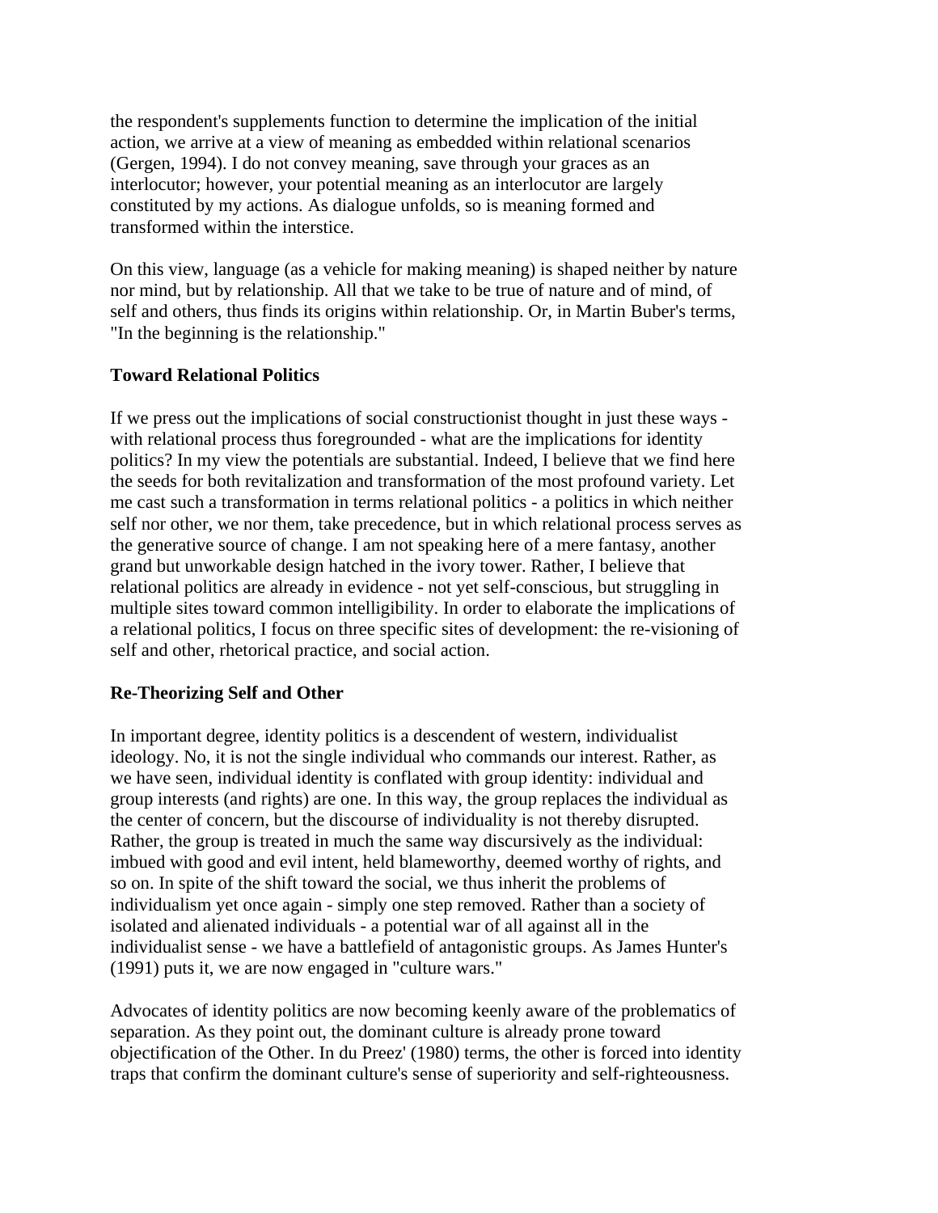the respondent's supplements function to determine the implication of the initial action, we arrive at a view of meaning as embedded within relational scenarios (Gergen, 1994). I do not convey meaning, save through your graces as an interlocutor; however, your potential meaning as an interlocutor are largely constituted by my actions. As dialogue unfolds, so is meaning formed and transformed within the interstice.

On this view, language (as a vehicle for making meaning) is shaped neither by nature nor mind, but by relationship. All that we take to be true of nature and of mind, of self and others, thus finds its origins within relationship. Or, in Martin Buber's terms, "In the beginning is the relationship."

### Toward Relational Politics

If we press out the implications of social constructionist thought in just these ways - with relational process thus foregrounded - what are the implications for identity politics? In my view the potentials are substantial. Indeed, I believe that we find here the seeds for both revitalization and transformation of the most profound variety. Let me cast such a transformation in terms relational politics - a politics in which neither self nor other, we nor them, take precedence, but in which relational process serves as the generative source of change. I am not speaking here of a mere fantasy, another grand but unworkable design hatched in the ivory tower. Rather, I believe that relational politics are already in evidence - not yet self-conscious, but struggling in multiple sites toward common intelligibility. In order to elaborate the implications of a relational politics, I focus on three specific sites of development: the re-visioning of self and other, rhetorical practice, and social action.

### Re-Theorizing Self and Other

In important degree, identity politics is a descendent of western, individualist ideology. No, it is not the single individual who commands our interest. Rather, as we have seen, individual identity is conflated with group identity: individual and group interests (and rights) are one. In this way, the group replaces the individual as the center of concern, but the discourse of individuality is not thereby disrupted. Rather, the group is treated in much the same way discursively as the individual: imbued with good and evil intent, held blameworthy, deemed worthy of rights, and so on. In spite of the shift toward the social, we thus inherit the problems of individualism yet once again - simply one step removed. Rather than a society of isolated and alienated individuals - a potential war of all against all in the individualist sense - we have a battlefield of antagonistic groups. As James Hunter's (1991) puts it, we are now engaged in "culture wars."

Advocates of identity politics are now becoming keenly aware of the problematics of separation. As they point out, the dominant culture is already prone toward objectification of the Other. In du Preez' (1980) terms, the other is forced into identity traps that confirm the dominant culture's sense of superiority and self-righteousness.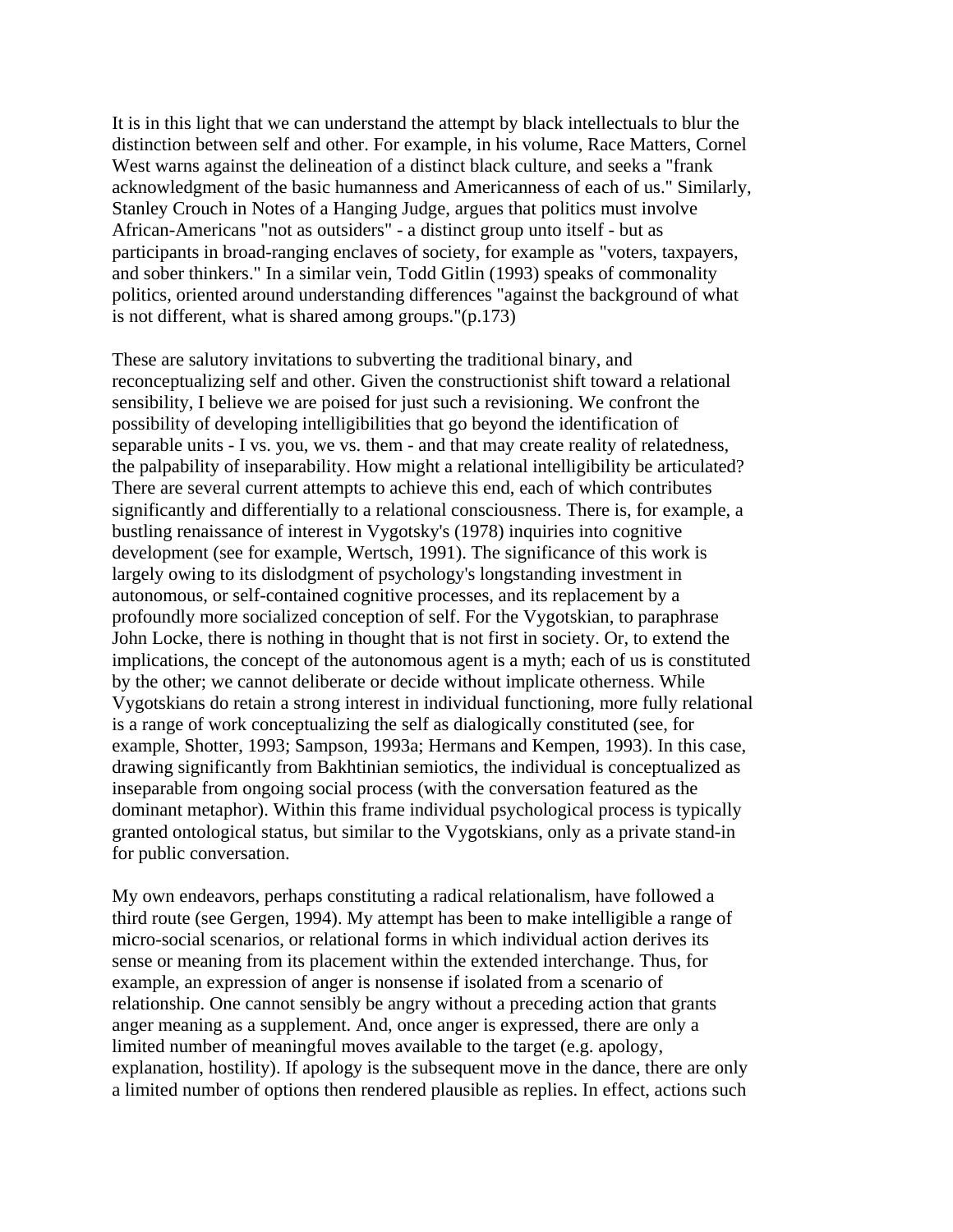It is in this light that we can understand the attempt by black intellectuals to blur the distinction between self and other. For example, in his volume, Race Matters, Cornel West warns against the delineation of a distinct black culture, and seeks a "frank acknowledgment of the basic humanness and Americanness of each of us." Similarly, Stanley Crouch in Notes of a Hanging Judge, argues that politics must involve African-Americans "not as outsiders" - a distinct group unto itself - but as participants in broad-ranging enclaves of society, for example as "voters, taxpayers, and sober thinkers." In a similar vein, Todd Gitlin (1993) speaks of commonality politics, oriented around understanding differences "against the background of what is not different, what is shared among groups."(p.173)

These are salutory invitations to subverting the traditional binary, and reconceptualizing self and other. Given the constructionist shift toward a relational sensibility, I believe we are poised for just such a revisioning. We confront the possibility of developing intelligibilities that go beyond the identification of separable units - I vs. you, we vs. them - and that may create reality of relatedness, the palpability of inseparability. How might a relational intelligibility be articulated? There are several current attempts to achieve this end, each of which contributes significantly and differentially to a relational consciousness. There is, for example, a bustling renaissance of interest in Vygotsky's (1978) inquiries into cognitive development (see for example, Wertsch, 1991). The significance of this work is largely owing to its dislodgment of psychology's longstanding investment in autonomous, or self-contained cognitive processes, and its replacement by a profoundly more socialized conception of self. For the Vygotskian, to paraphrase John Locke, there is nothing in thought that is not first in society. Or, to extend the implications, the concept of the autonomous agent is a myth; each of us is constituted by the other; we cannot deliberate or decide without implicate otherness. While Vygotskians do retain a strong interest in individual functioning, more fully relational is a range of work conceptualizing the self as dialogically constituted (see, for example, Shotter, 1993; Sampson, 1993a; Hermans and Kempen, 1993). In this case, drawing significantly from Bakhtinian semiotics, the individual is conceptualized as inseparable from ongoing social process (with the conversation featured as the dominant metaphor). Within this frame individual psychological process is typically granted ontological status, but similar to the Vygotskians, only as a private stand-in for public conversation.

My own endeavors, perhaps constituting a radical relationalism, have followed a third route (see Gergen, 1994). My attempt has been to make intelligible a range of micro-social scenarios, or relational forms in which individual action derives its sense or meaning from its placement within the extended interchange. Thus, for example, an expression of anger is nonsense if isolated from a scenario of relationship. One cannot sensibly be angry without a preceding action that grants anger meaning as a supplement. And, once anger is expressed, there are only a limited number of meaningful moves available to the target (e.g. apology, explanation, hostility). If apology is the subsequent move in the dance, there are only a limited number of options then rendered plausible as replies. In effect, actions such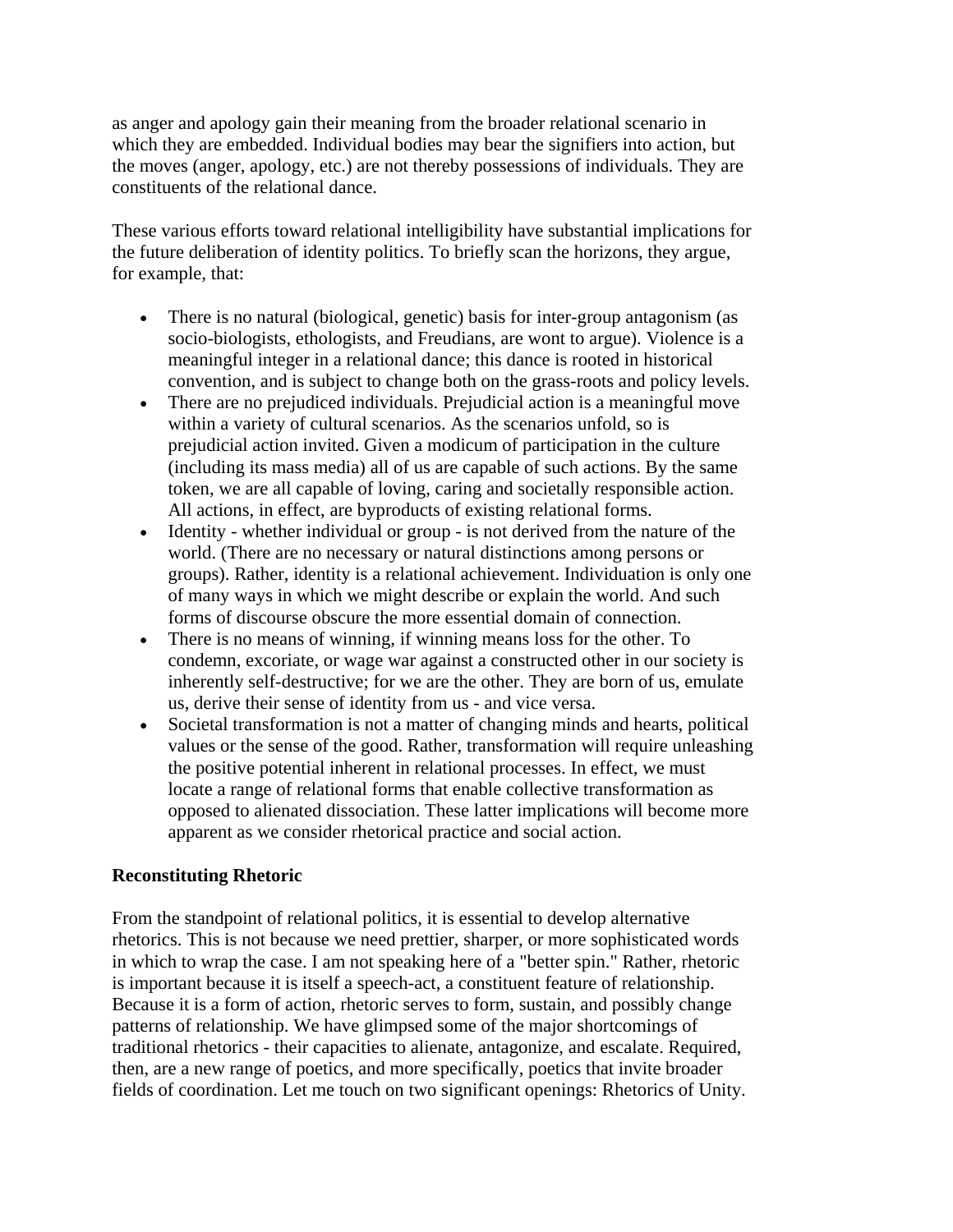as anger and apology gain their meaning from the broader relational scenario in which they are embedded. Individual bodies may bear the signifiers into action, but the moves (anger, apology, etc.) are not thereby possessions of individuals. They are constituents of the relational dance.

These various efforts toward relational intelligibility have substantial implications for the future deliberation of identity politics. To briefly scan the horizons, they argue, for example, that:

- There is no natural (biological, genetic) basis for inter-group antagonism (as socio-biologists, ethologists, and Freudians, are wont to argue). Violence is a meaningful integer in a relational dance; this dance is rooted in historical convention, and is subject to change both on the grass-roots and policy levels.
- There are no prejudiced individuals. Prejudicial action is a meaningful move within a variety of cultural scenarios. As the scenarios unfold, so is prejudicial action invited. Given a modicum of participation in the culture (including its mass media) all of us are capable of such actions. By the same token, we are all capable of loving, caring and societally responsible action. All actions, in effect, are byproducts of existing relational forms.
- Identity - whether individual or group - is not derived from the nature of the world. (There are no necessary or natural distinctions among persons or groups). Rather, identity is a relational achievement. Individuation is only one of many ways in which we might describe or explain the world. And such forms of discourse obscure the more essential domain of connection.
- There is no means of winning, if winning means loss for the other. To condemn, excoriate, or wage war against a constructed other in our society is inherently self-destructive; for we are the other. They are born of us, emulate us, derive their sense of identity from us - and vice versa.
- Societal transformation is not a matter of changing minds and hearts, political values or the sense of the good. Rather, transformation will require unleashing the positive potential inherent in relational processes. In effect, we must locate a range of relational forms that enable collective transformation as opposed to alienated dissociation. These latter implications will become more apparent as we consider rhetorical practice and social action.

**Reconstituting Rhetoric**

From the standpoint of relational politics, it is essential to develop alternative rhetorics. This is not because we need prettier, sharper, or more sophisticated words in which to wrap the case. I am not speaking here of a "better spin." Rather, rhetoric is important because it is itself a speech-act, a constituent feature of relationship. Because it is a form of action, rhetoric serves to form, sustain, and possibly change patterns of relationship. We have glimpsed some of the major shortcomings of traditional rhetorics - their capacities to alienate, antagonize, and escalate. Required, then, are a new range of poetics, and more specifically, poetics that invite broader fields of coordination. Let me touch on two significant openings: Rhetorics of Unity.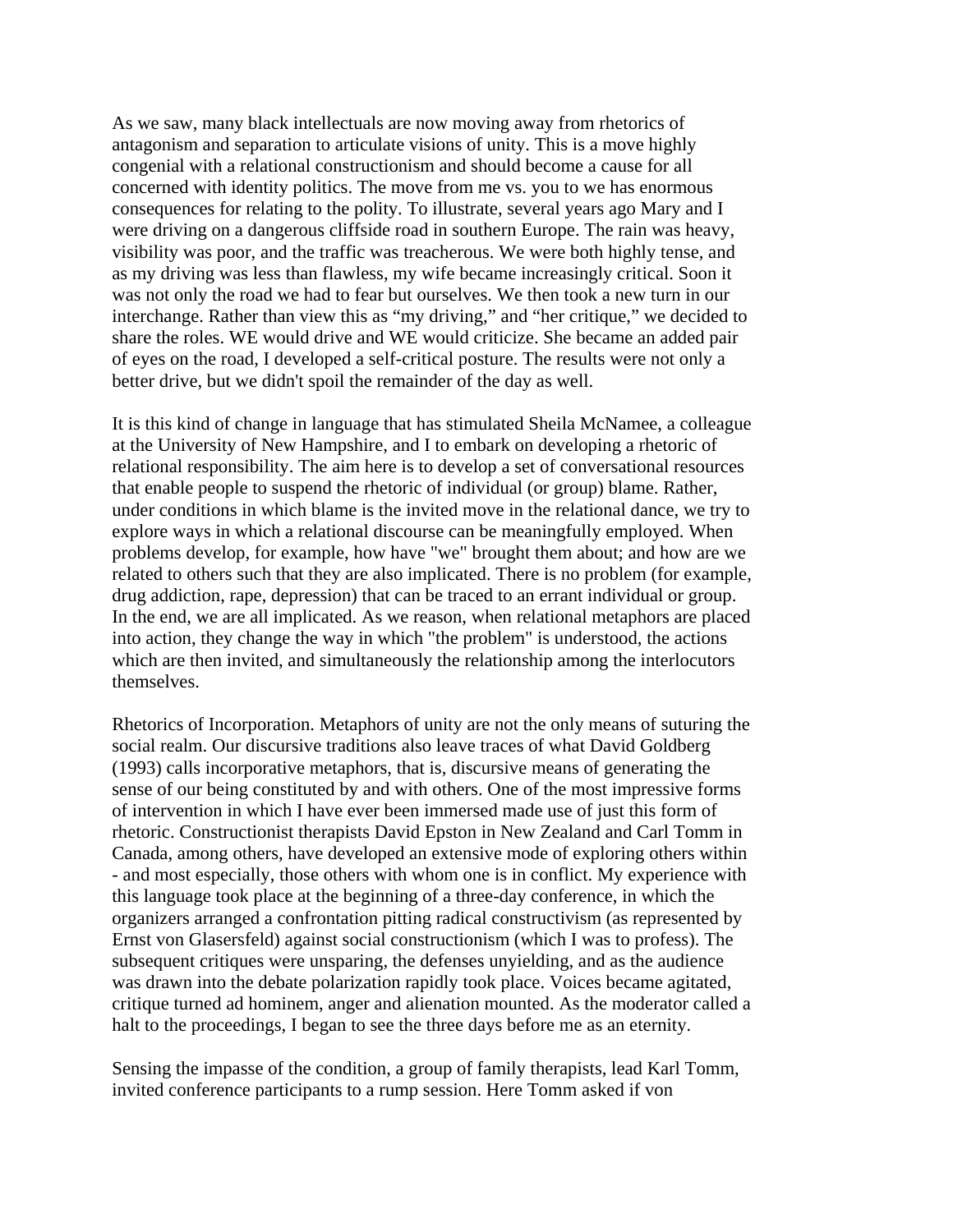As we saw, many black intellectuals are now moving away from rhetorics of antagonism and separation to articulate visions of unity. This is a move highly congenial with a relational constructionism and should become a cause for all concerned with identity politics. The move from me vs. you to we has enormous consequences for relating to the polity. To illustrate, several years ago Mary and I were driving on a dangerous cliffside road in southern Europe. The rain was heavy, visibility was poor, and the traffic was treacherous. We were both highly tense, and as my driving was less than flawless, my wife became increasingly critical. Soon it was not only the road we had to fear but ourselves. We then took a new turn in our interchange. Rather than view this as "my driving," and "her critique," we decided to share the roles. WE would drive and WE would criticize. She became an added pair of eyes on the road, I developed a self-critical posture. The results were not only a better drive, but we didn't spoil the remainder of the day as well.

It is this kind of change in language that has stimulated Sheila McNamee, a colleague at the University of New Hampshire, and I to embark on developing a rhetoric of relational responsibility. The aim here is to develop a set of conversational resources that enable people to suspend the rhetoric of individual (or group) blame. Rather, under conditions in which blame is the invited move in the relational dance, we try to explore ways in which a relational discourse can be meaningfully employed. When problems develop, for example, how have "we" brought them about; and how are we related to others such that they are also implicated. There is no problem (for example, drug addiction, rape, depression) that can be traced to an errant individual or group. In the end, we are all implicated. As we reason, when relational metaphors are placed into action, they change the way in which "the problem" is understood, the actions which are then invited, and simultaneously the relationship among the interlocutors themselves.

Rhetorics of Incorporation. Metaphors of unity are not the only means of suturing the social realm. Our discursive traditions also leave traces of what David Goldberg (1993) calls incorporative metaphors, that is, discursive means of generating the sense of our being constituted by and with others. One of the most impressive forms of intervention in which I have ever been immersed made use of just this form of rhetoric. Constructionist therapists David Epston in New Zealand and Carl Tomm in Canada, among others, have developed an extensive mode of exploring others within - and most especially, those others with whom one is in conflict. My experience with this language took place at the beginning of a three-day conference, in which the organizers arranged a confrontation pitting radical constructivism (as represented by Ernst von Glasersfeld) against social constructionism (which I was to profess). The subsequent critiques were unsparing, the defenses unyielding, and as the audience was drawn into the debate polarization rapidly took place. Voices became agitated, critique turned ad hominem, anger and alienation mounted. As the moderator called a halt to the proceedings, I began to see the three days before me as an eternity.

Sensing the impasse of the condition, a group of family therapists, lead Karl Tomm, invited conference participants to a rump session. Here Tomm asked if von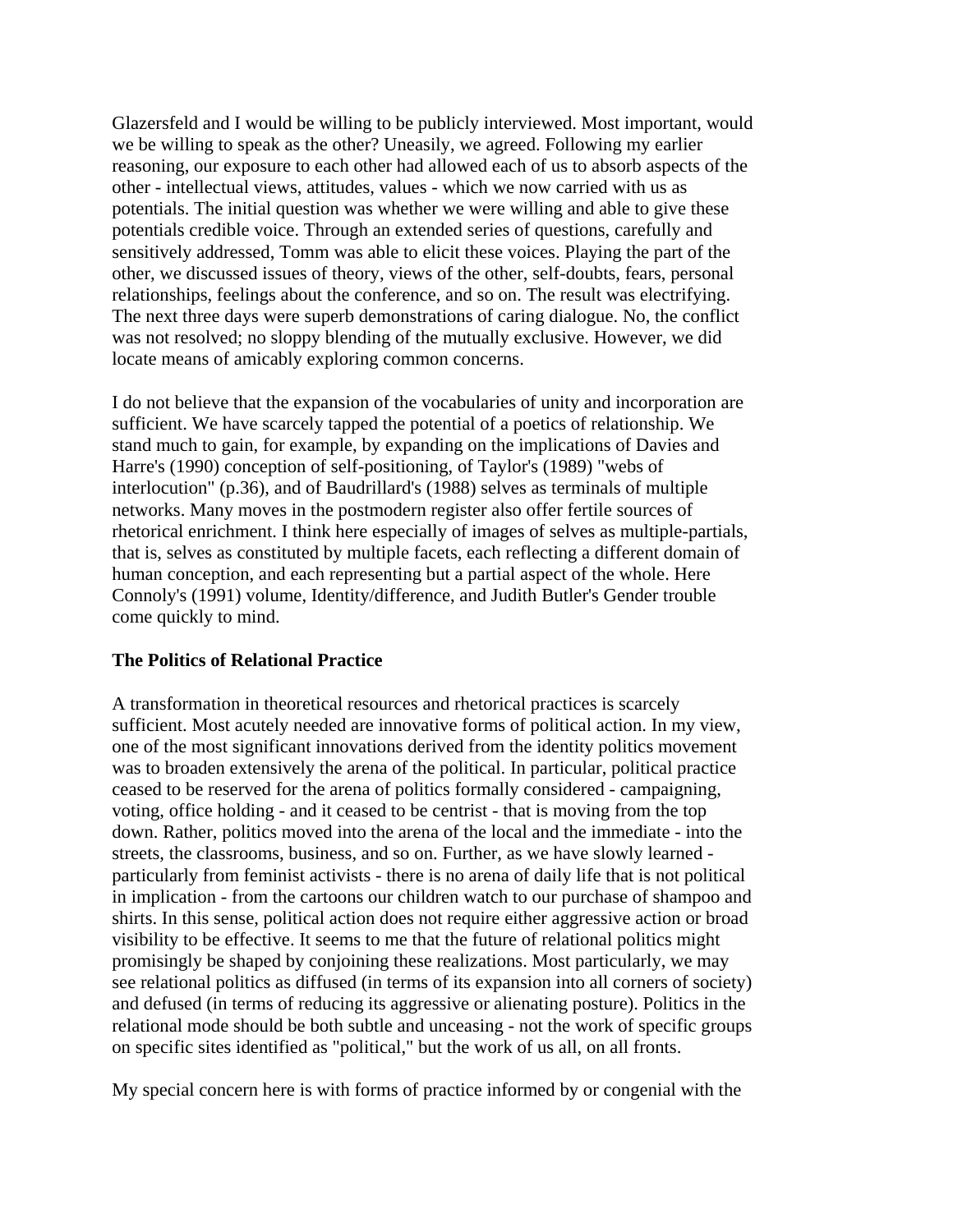Glazersfeld and I would be willing to be publicly interviewed. Most important, would we be willing to speak as the other? Uneasily, we agreed. Following my earlier reasoning, our exposure to each other had allowed each of us to absorb aspects of the other - intellectual views, attitudes, values - which we now carried with us as potentials. The initial question was whether we were willing and able to give these potentials credible voice. Through an extended series of questions, carefully and sensitively addressed, Tomm was able to elicit these voices. Playing the part of the other, we discussed issues of theory, views of the other, self-doubts, fears, personal relationships, feelings about the conference, and so on. The result was electrifying. The next three days were superb demonstrations of caring dialogue. No, the conflict was not resolved; no sloppy blending of the mutually exclusive. However, we did locate means of amicably exploring common concerns.

I do not believe that the expansion of the vocabularies of unity and incorporation are sufficient. We have scarcely tapped the potential of a poetics of relationship. We stand much to gain, for example, by expanding on the implications of Davies and Harre's (1990) conception of self-positioning, of Taylor's (1989) "webs of interlocution" (p.36), and of Baudrillard's (1988) selves as terminals of multiple networks. Many moves in the postmodern register also offer fertile sources of rhetorical enrichment. I think here especially of images of selves as multiple-partials, that is, selves as constituted by multiple facets, each reflecting a different domain of human conception, and each representing but a partial aspect of the whole. Here Connoly's (1991) volume, Identity/difference, and Judith Butler's Gender trouble come quickly to mind.

### The Politics of Relational Practice

A transformation in theoretical resources and rhetorical practices is scarcely sufficient. Most acutely needed are innovative forms of political action. In my view, one of the most significant innovations derived from the identity politics movement was to broaden extensively the arena of the political. In particular, political practice ceased to be reserved for the arena of politics formally considered - campaigning, voting, office holding - and it ceased to be centrist - that is moving from the top down. Rather, politics moved into the arena of the local and the immediate - into the streets, the classrooms, business, and so on. Further, as we have slowly learned - particularly from feminist activists - there is no arena of daily life that is not political in implication - from the cartoons our children watch to our purchase of shampoo and shirts. In this sense, political action does not require either aggressive action or broad visibility to be effective. It seems to me that the future of relational politics might promisingly be shaped by conjoining these realizations. Most particularly, we may see relational politics as diffused (in terms of its expansion into all corners of society) and defused (in terms of reducing its aggressive or alienating posture). Politics in the relational mode should be both subtle and unceasing - not the work of specific groups on specific sites identified as "political," but the work of us all, on all fronts.

My special concern here is with forms of practice informed by or congenial with the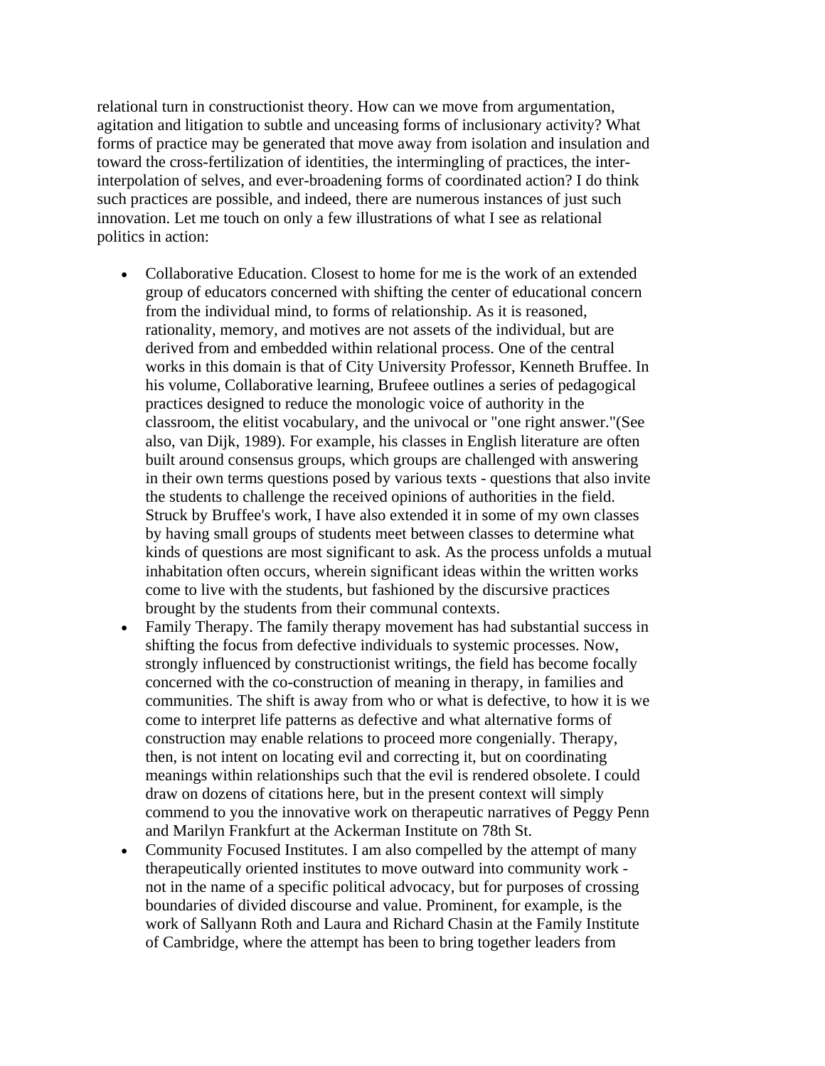relational turn in constructionist theory. How can we move from argumentation, agitation and litigation to subtle and unceasing forms of inclusionary activity? What forms of practice may be generated that move away from isolation and insulation and toward the cross-fertilization of identities, the intermingling of practices, the inter-interpolation of selves, and ever-broadening forms of coordinated action? I do think such practices are possible, and indeed, there are numerous instances of just such innovation. Let me touch on only a few illustrations of what I see as relational politics in action:

- Collaborative Education. Closest to home for me is the work of an extended group of educators concerned with shifting the center of educational concern from the individual mind, to forms of relationship. As it is reasoned, rationality, memory, and motives are not assets of the individual, but are derived from and embedded within relational process. One of the central works in this domain is that of City University Professor, Kenneth Bruffee. In his volume, Collaborative learning, Brufeee outlines a series of pedagogical practices designed to reduce the monologic voice of authority in the classroom, the elitist vocabulary, and the univocal or "one right answer."(See also, van Dijk, 1989). For example, his classes in English literature are often built around consensus groups, which groups are challenged with answering in their own terms questions posed by various texts - questions that also invite the students to challenge the received opinions of authorities in the field. Struck by Bruffee's work, I have also extended it in some of my own classes by having small groups of students meet between classes to determine what kinds of questions are most significant to ask. As the process unfolds a mutual inhabitation often occurs, wherein significant ideas within the written works come to live with the students, but fashioned by the discursive practices brought by the students from their communal contexts.
- Family Therapy. The family therapy movement has had substantial success in shifting the focus from defective individuals to systemic processes. Now, strongly influenced by constructionist writings, the field has become focally concerned with the co-construction of meaning in therapy, in families and communities. The shift is away from who or what is defective, to how it is we come to interpret life patterns as defective and what alternative forms of construction may enable relations to proceed more congenially. Therapy, then, is not intent on locating evil and correcting it, but on coordinating meanings within relationships such that the evil is rendered obsolete. I could draw on dozens of citations here, but in the present context will simply commend to you the innovative work on therapeutic narratives of Peggy Penn and Marilyn Frankfurt at the Ackerman Institute on 78th St.
- Community Focused Institutes. I am also compelled by the attempt of many therapeutically oriented institutes to move outward into community work - not in the name of a specific political advocacy, but for purposes of crossing boundaries of divided discourse and value. Prominent, for example, is the work of Sallyann Roth and Laura and Richard Chasin at the Family Institute of Cambridge, where the attempt has been to bring together leaders from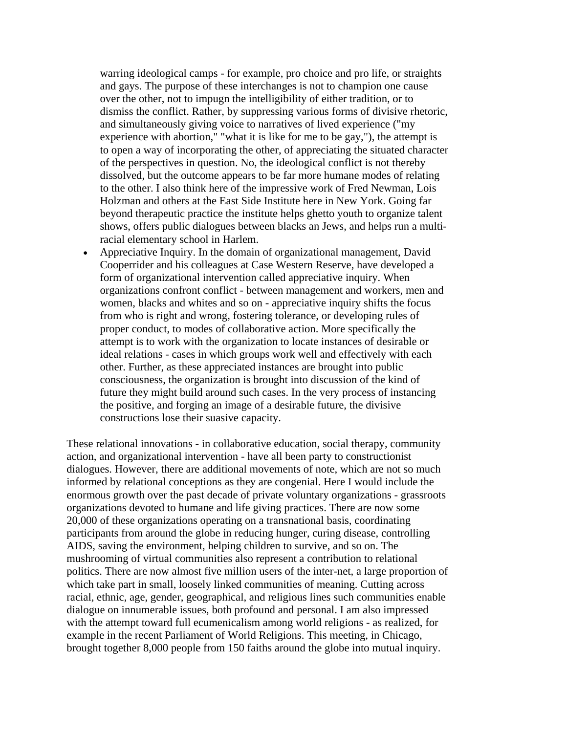warring ideological camps - for example, pro choice and pro life, or straights and gays. The purpose of these interchanges is not to champion one cause over the other, not to impugn the intelligibility of either tradition, or to dismiss the conflict. Rather, by suppressing various forms of divisive rhetoric, and simultaneously giving voice to narratives of lived experience ("my experience with abortion," "what it is like for me to be gay,"), the attempt is to open a way of incorporating the other, of appreciating the situated character of the perspectives in question. No, the ideological conflict is not thereby dissolved, but the outcome appears to be far more humane modes of relating to the other. I also think here of the impressive work of Fred Newman, Lois Holzman and others at the East Side Institute here in New York. Going far beyond therapeutic practice the institute helps ghetto youth to organize talent shows, offers public dialogues between blacks an Jews, and helps run a multi-racial elementary school in Harlem.

- Appreciative Inquiry. In the domain of organizational management, David Cooperrider and his colleagues at Case Western Reserve, have developed a form of organizational intervention called appreciative inquiry. When organizations confront conflict - between management and workers, men and women, blacks and whites and so on - appreciative inquiry shifts the focus from who is right and wrong, fostering tolerance, or developing rules of proper conduct, to modes of collaborative action. More specifically the attempt is to work with the organization to locate instances of desirable or ideal relations - cases in which groups work well and effectively with each other. Further, as these appreciated instances are brought into public consciousness, the organization is brought into discussion of the kind of future they might build around such cases. In the very process of instancing the positive, and forging an image of a desirable future, the divisive constructions lose their suasive capacity.

These relational innovations - in collaborative education, social therapy, community action, and organizational intervention - have all been party to constructionist dialogues. However, there are additional movements of note, which are not so much informed by relational conceptions as they are congenial. Here I would include the enormous growth over the past decade of private voluntary organizations - grassroots organizations devoted to humane and life giving practices. There are now some 20,000 of these organizations operating on a transnational basis, coordinating participants from around the globe in reducing hunger, curing disease, controlling AIDS, saving the environment, helping children to survive, and so on. The mushrooming of virtual communities also represent a contribution to relational politics. There are now almost five million users of the inter-net, a large proportion of which take part in small, loosely linked communities of meaning. Cutting across racial, ethnic, age, gender, geographical, and religious lines such communities enable dialogue on innumerable issues, both profound and personal. I am also impressed with the attempt toward full ecumenicalism among world religions - as realized, for example in the recent Parliament of World Religions. This meeting, in Chicago, brought together 8,000 people from 150 faiths around the globe into mutual inquiry.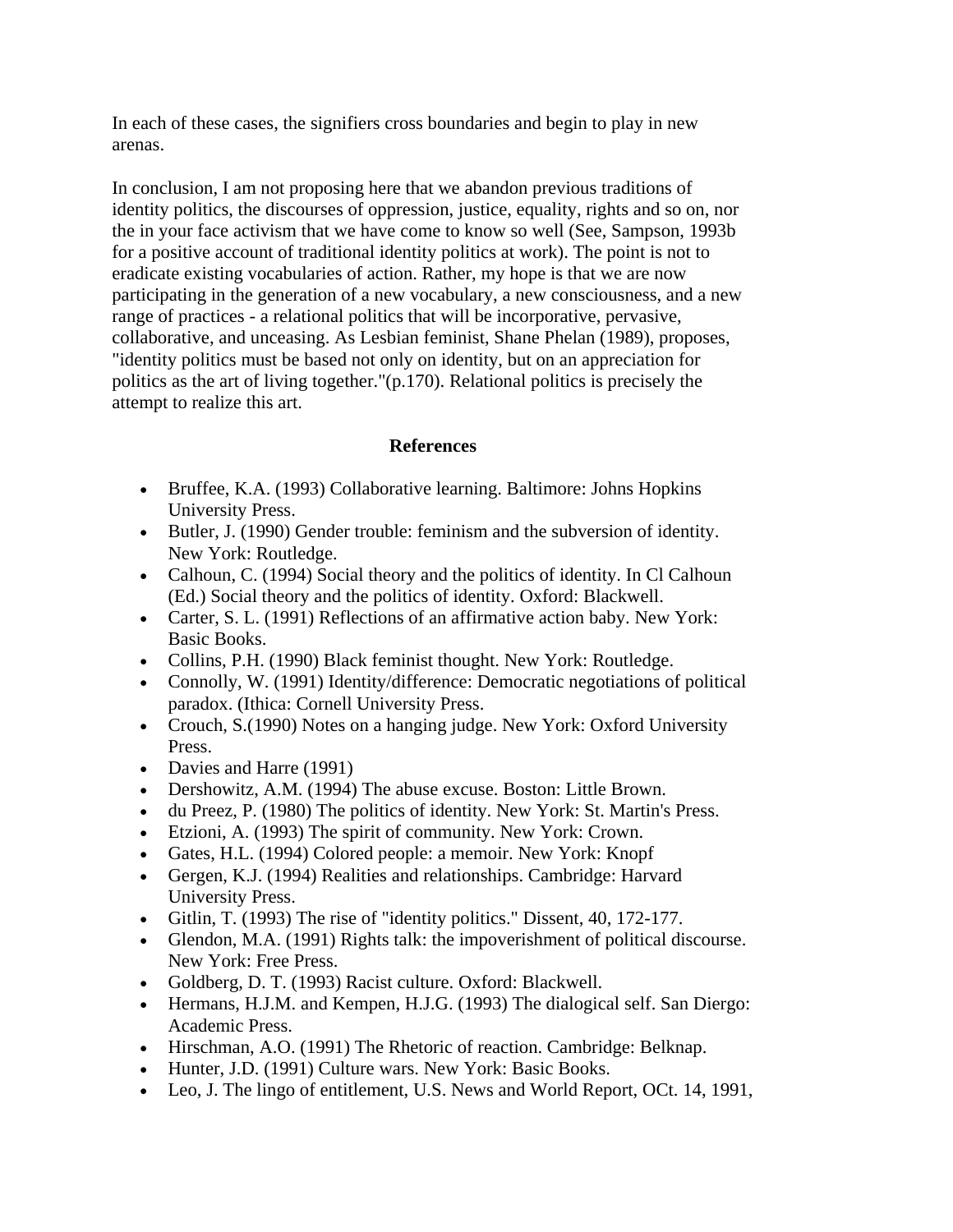In each of these cases, the signifiers cross boundaries and begin to play in new arenas.

In conclusion, I am not proposing here that we abandon previous traditions of identity politics, the discourses of oppression, justice, equality, rights and so on, nor the in your face activism that we have come to know so well (See, Sampson, 1993b for a positive account of traditional identity politics at work). The point is not to eradicate existing vocabularies of action. Rather, my hope is that we are now participating in the generation of a new vocabulary, a new consciousness, and a new range of practices - a relational politics that will be incorporative, pervasive, collaborative, and unceasing. As Lesbian feminist, Shane Phelan (1989), proposes, "identity politics must be based not only on identity, but on an appreciation for politics as the art of living together."(p.170). Relational politics is precisely the attempt to realize this art.

## References

- Bruffee, K.A. (1993) Collaborative learning. Baltimore: Johns Hopkins University Press.
- Butler, J. (1990) Gender trouble: feminism and the subversion of identity. New York: Routledge.
- Calhoun, C. (1994) Social theory and the politics of identity. In Cl Calhoun (Ed.) Social theory and the politics of identity. Oxford: Blackwell.
- Carter, S. L. (1991) Reflections of an affirmative action baby. New York: Basic Books.
- Collins, P.H. (1990) Black feminist thought. New York: Routledge.
- Connolly, W. (1991) Identity/difference: Democratic negotiations of political paradox. (Ithica: Cornell University Press.
- Crouch, S.(1990) Notes on a hanging judge. New York: Oxford University Press.
- Davies and Harre (1991)
- Dershowitz, A.M. (1994) The abuse excuse. Boston: Little Brown.
- du Preez, P. (1980) The politics of identity. New York: St. Martin's Press.
- Etzioni, A. (1993) The spirit of community. New York: Crown.
- Gates, H.L. (1994) Colored people: a memoir. New York: Knopf
- Gergen, K.J. (1994) Realities and relationships. Cambridge: Harvard University Press.
- Gitlin, T. (1993) The rise of "identity politics." Dissent, 40, 172-177.
- Glendon, M.A. (1991) Rights talk: the impoverishment of political discourse. New York: Free Press.
- Goldberg, D. T. (1993) Racist culture. Oxford: Blackwell.
- Hermans, H.J.M. and Kempen, H.J.G. (1993) The dialogical self. San Diergo: Academic Press.
- Hirschman, A.O. (1991) The Rhetoric of reaction. Cambridge: Belknap.
- Hunter, J.D. (1991) Culture wars. New York: Basic Books.
- Leo, J. The lingo of entitlement, U.S. News and World Report, OCt. 14, 1991,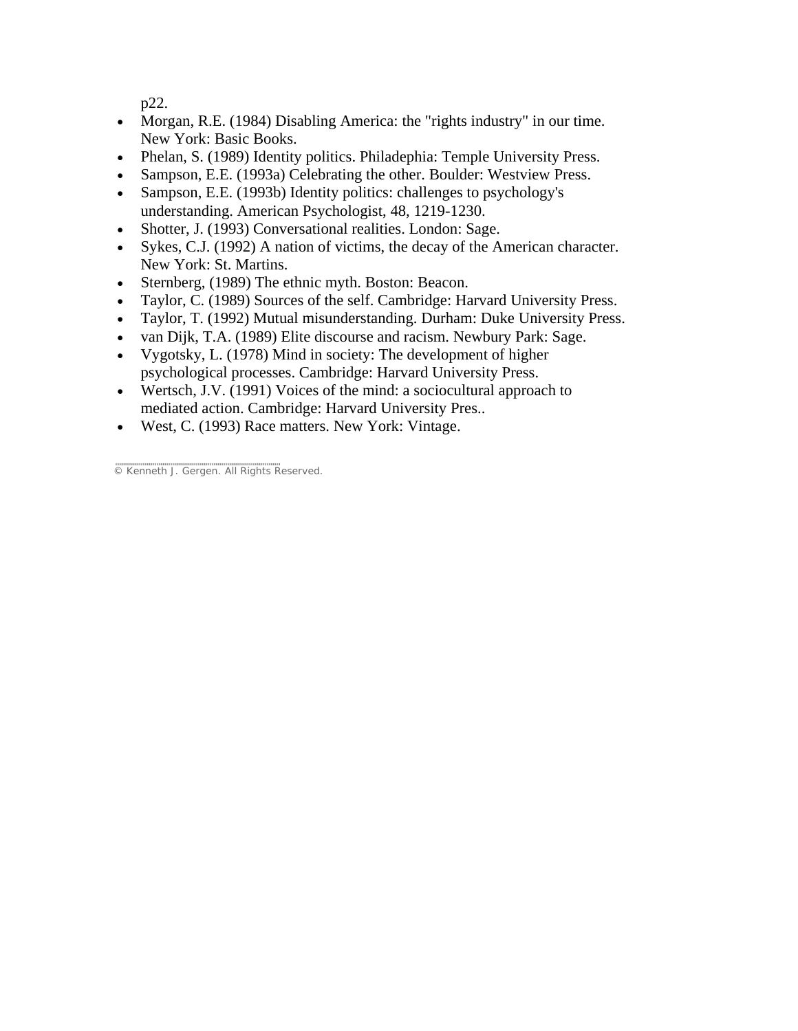p22.

- Morgan, R.E. (1984) Disabling America: the "rights industry" in our time. New York: Basic Books.
- Phelan, S. (1989) Identity politics. Philadephia: Temple University Press.
- Sampson, E.E. (1993a) Celebrating the other. Boulder: Westview Press.
- Sampson, E.E. (1993b) Identity politics: challenges to psychology's understanding. American Psychologist, 48, 1219-1230.
- Shotter, J. (1993) Conversational realities. London: Sage.
- Sykes, C.J. (1992) A nation of victims, the decay of the American character. New York: St. Martins.
- Sternberg, (1989) The ethnic myth. Boston: Beacon.
- Taylor, C. (1989) Sources of the self. Cambridge: Harvard University Press.
- Taylor, T. (1992) Mutual misunderstanding. Durham: Duke University Press.
- van Dijk, T.A. (1989) Elite discourse and racism. Newbury Park: Sage.
- Vygotsky, L. (1978) Mind in society: The development of higher psychological processes. Cambridge: Harvard University Press.
- Wertsch, J.V. (1991) Voices of the mind: a sociocultural approach to mediated action. Cambridge: Harvard University Pres..
- West, C. (1993) Race matters. New York: Vintage.

© Kenneth J. Gergen. All Rights Reserved.